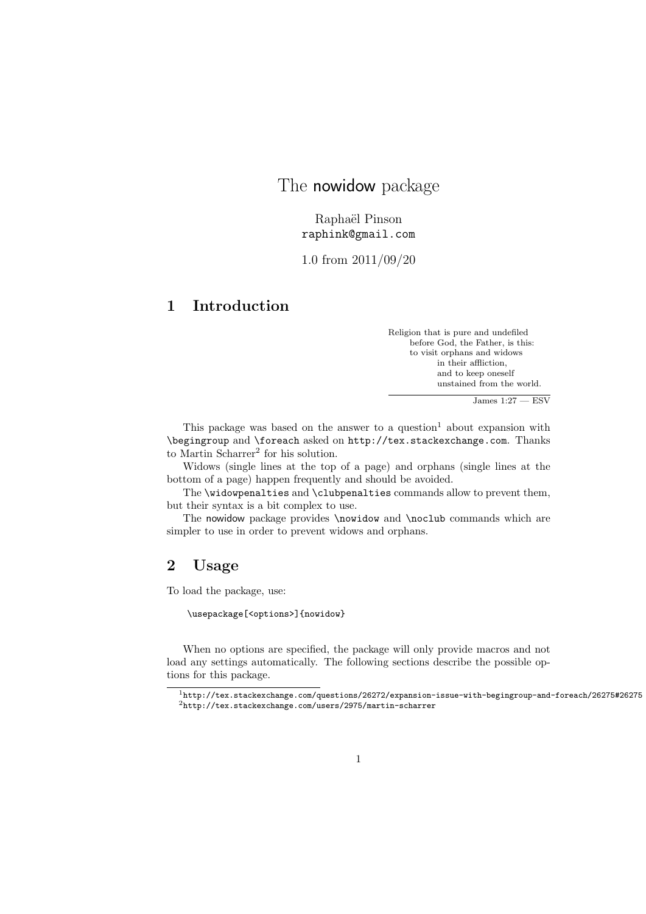# The nowidow package

Raphaël Pinson
`raphink@gmail.com`

1.0 from 2011/09/20

## 1 Introduction

> Religion that is pure and undefiled
> before God, the Father, is this:
> to visit orphans and widows
> in their affliction,
> and to keep oneself
> unstained from the world.
>
> James 1:27 — ESV

This package was based on the answer to a question[1] about expansion with `\begingroup` and `\foreach` asked on `http://tex.stackexchange.com`. Thanks to Martin Scharrer[2] for his solution.

Widows (single lines at the top of a page) and orphans (single lines at the bottom of a page) happen frequently and should be avoided.

The `\widowpenalties` and `\clubpenalties` commands allow to prevent them, but their syntax is a bit complex to use.

The nowidow package provides `\nowidow` and `\noclub` commands which are simpler to use in order to prevent widows and orphans.

## 2 Usage

To load the package, use:

```
\usepackage[<options>]{nowidow}
```

When no options are specified, the package will only provide macros and not load any settings automatically. The following sections describe the possible options for this package.

[1] `http://tex.stackexchange.com/questions/26272/expansion-issue-with-begingroup-and-foreach/26275#26275`

[2] `http://tex.stackexchange.com/users/2975/martin-scharrer`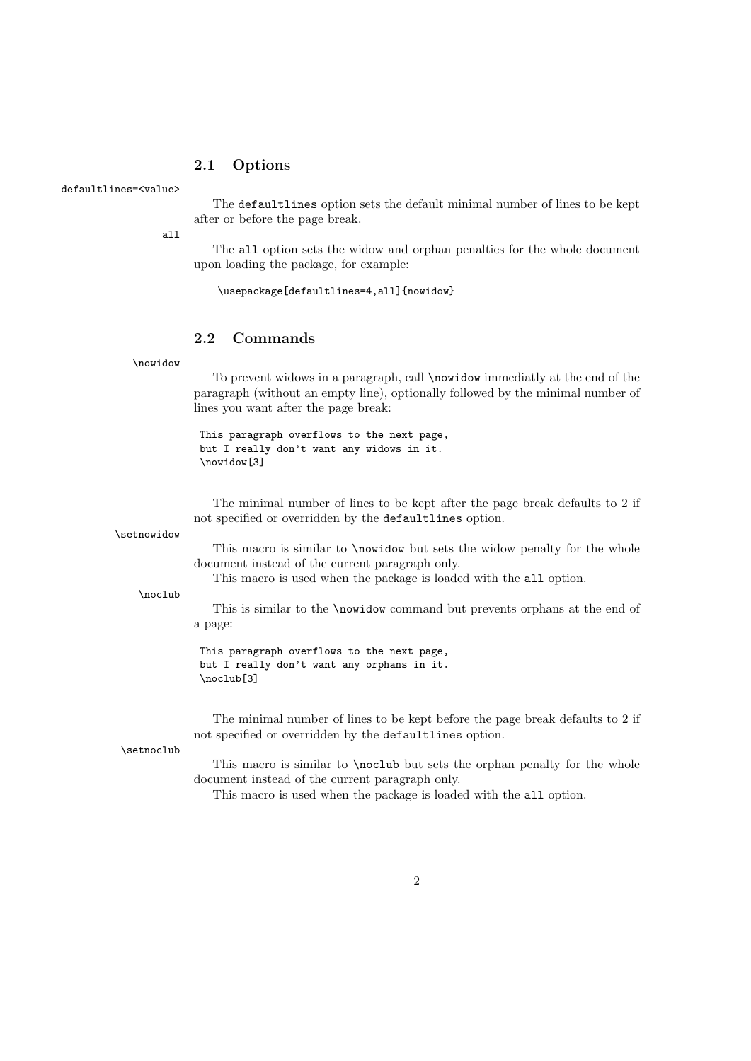## 2.1 Options

`defaultlines=<value>`

The `defaultlines` option sets the default minimal number of lines to be kept after or before the page break.

`all`

The `all` option sets the widow and orphan penalties for the whole document upon loading the package, for example:

```
\usepackage[defaultlines=4,all]{nowidow}
```

## 2.2 Commands

`\nowidow`

To prevent widows in a paragraph, call `\nowidow` immediatly at the end of the paragraph (without an empty line), optionally followed by the minimal number of lines you want after the page break:

```
This paragraph overflows to the next page,
but I really don't want any widows in it.
\nowidow[3]
```

The minimal number of lines to be kept after the page break defaults to 2 if not specified or overridden by the `defaultlines` option.

`\setnowidow`

This macro is similar to `\nowidow` but sets the widow penalty for the whole document instead of the current paragraph only.

This macro is used when the package is loaded with the `all` option.

`\noclub`

This is similar to the `\nowidow` command but prevents orphans at the end of a page:

```
This paragraph overflows to the next page,
but I really don't want any orphans in it.
\noclub[3]
```

The minimal number of lines to be kept before the page break defaults to 2 if not specified or overridden by the `defaultlines` option.

`\setnoclub`

This macro is similar to `\noclub` but sets the orphan penalty for the whole document instead of the current paragraph only.

This macro is used when the package is loaded with the `all` option.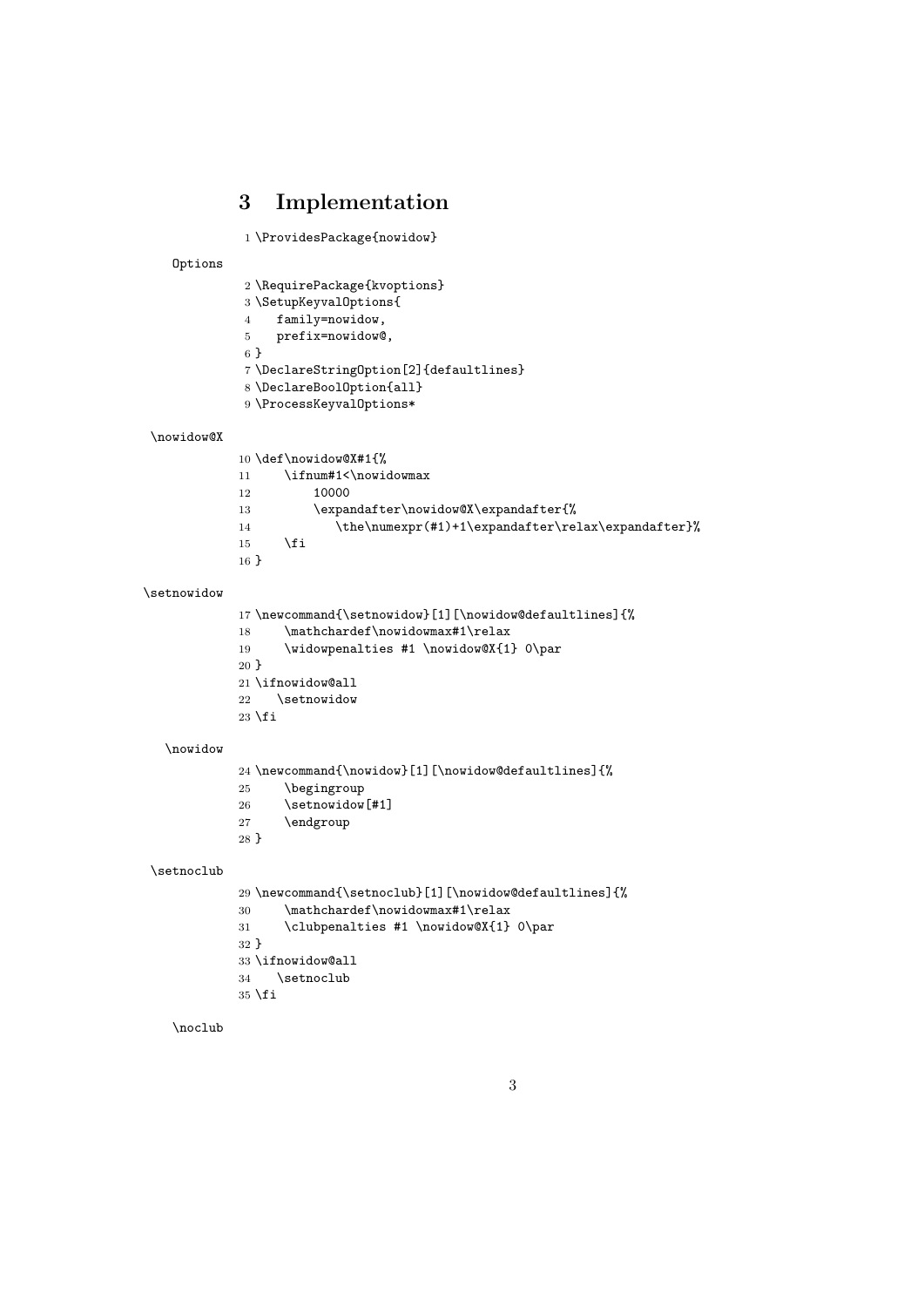## 3 Implementation

```
1 \ProvidesPackage{nowidow}
```

Options

```
2 \RequirePackage{kvoptions}
3 \SetupKeyvalOptions{
4   family=nowidow,
5   prefix=nowidow@,
6 }
7 \DeclareStringOption[2]{defaultlines}
8 \DeclareBoolOption{all}
9 \ProcessKeyvalOptions*
```

\nowidow@X

```
10 \def\nowidow@X#1{%
11     \ifnum#1<\nowidowmax
12         10000
13         \expandafter\nowidow@X\expandafter{%
14            \the\numexpr(#1)+1\expandafter\relax\expandafter}%
15     \fi
16 }
```

\setnowidow

```
17 \newcommand{\setnowidow}[1][\nowidow@defaultlines]{%
18     \mathchardef\nowidowmax#1\relax
19     \widowpenalties #1 \nowidow@X{1} 0\par
20 }
21 \ifnowidow@all
22    \setnowidow
23 \fi
```

\nowidow

```
24 \newcommand{\nowidow}[1][\nowidow@defaultlines]{%
25     \begingroup
26     \setnowidow[#1]
27     \endgroup
28 }
```

\setnoclub

```
29 \newcommand{\setnoclub}[1][\nowidow@defaultlines]{%
30     \mathchardef\nowidowmax#1\relax
31     \clubpenalties #1 \nowidow@X{1} 0\par
32 }
33 \ifnowidow@all
34    \setnoclub
35 \fi
```

\noclub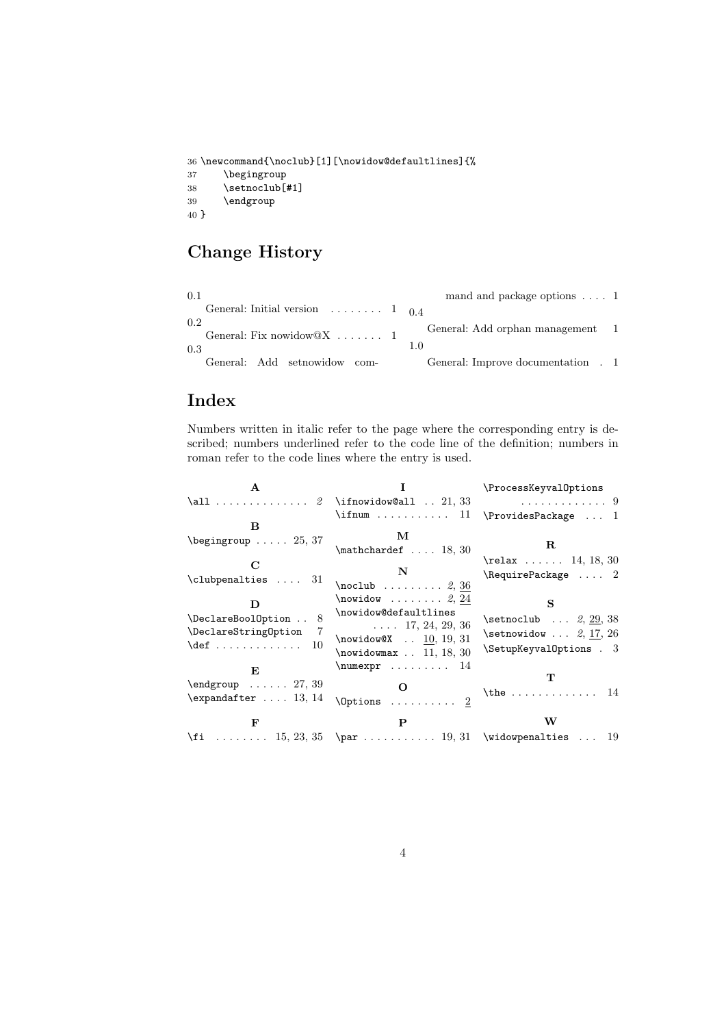```
36 \newcommand{\noclub}[1][\nowidow@defaultlines]{%
37     \begingroup
38     \setnoclub[#1]
39     \endgroup
40 }
```

## Change History

0.1
General: Initial version . . . . . . . . 1

0.2
General: Fix nowidow@X . . . . . . . 1

0.3
General: Add setnowidow command and package options . . . . 1

0.4
General: Add orphan management 1

1.0
General: Improve documentation . 1

## Index

Numbers written in italic refer to the page where the corresponding entry is described; numbers underlined refer to the code line of the definition; numbers in roman refer to the code lines where the entry is used.

**A**
\all . . . . . . . . . . . . . . *2*

**B**
\begingroup . . . . . 25, 37

**C**
\clubpenalties . . . . 31

**D**
\DeclareBoolOption . . 8
\DeclareStringOption 7
\def . . . . . . . . . . . . . 10

**E**
\endgroup . . . . . . 27, 39
\expandafter . . . . 13, 14

**F**
\fi . . . . . . . . 15, 23, 35

**I**
\ifnowidow@all . . 21, 33
\ifnum . . . . . . . . . . . 11

**M**
\mathchardef . . . . 18, 30

**N**
\noclub . . . . . . . . . *2*, <u>36</u>
\nowidow . . . . . . . . *2*, <u>24</u>
\nowidow@defaultlines . . . . 17, 24, 29, 36
\nowidow@X . . <u>10</u>, 19, 31
\nowidowmax . . 11, 18, 30
\numexpr . . . . . . . . . 14

**O**
\Options . . . . . . . . . . <u>2</u>

**P**
\par . . . . . . . . . . . 19, 31

\ProcessKeyvalOptions . . . . . . . . . . . . . 9
\ProvidesPackage . . . 1

**R**
\relax . . . . . . 14, 18, 30
\RequirePackage . . . . 2

**S**
\setnoclub . . . *2*, <u>29</u>, 38
\setnowidow . . . *2*, <u>17</u>, 26
\SetupKeyvalOptions . 3

**T**
\the . . . . . . . . . . . . . 14

**W**
\widowpenalties . . . 19